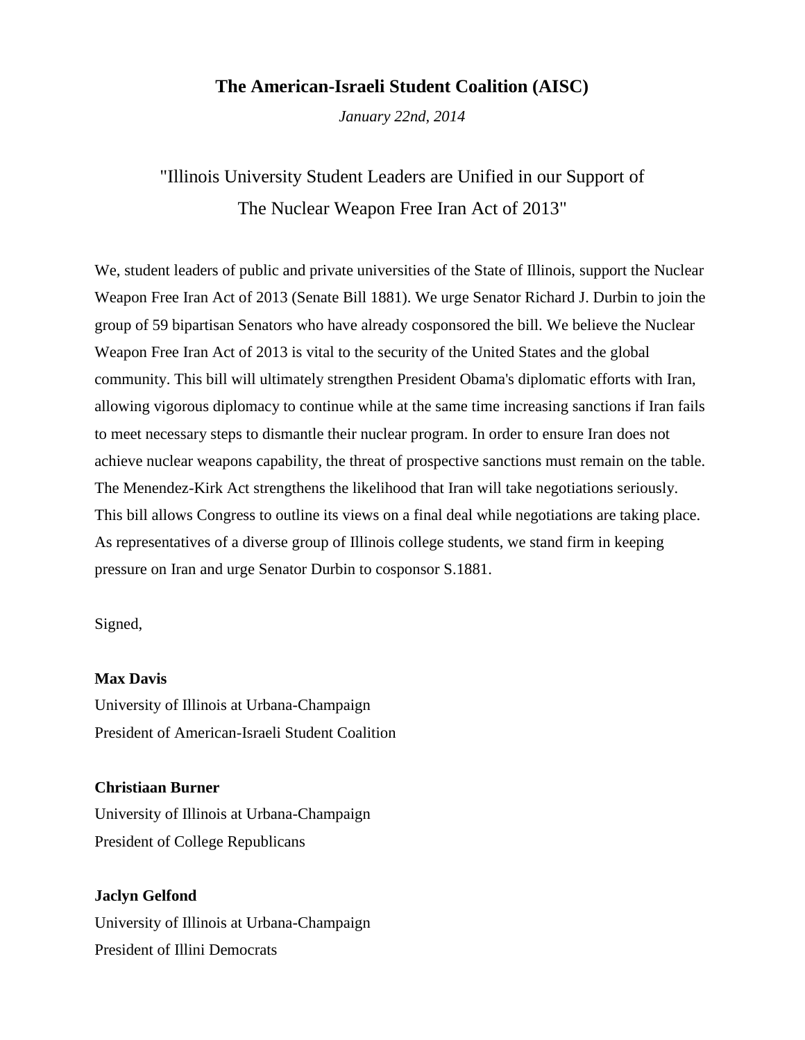# The American-Israeli Student Coalition (AISC)

*January 22nd, 2014*

## "Illinois University Student Leaders are Unified in our Support of The Nuclear Weapon Free Iran Act of 2013"

We, student leaders of public and private universities of the State of Illinois, support the Nuclear Weapon Free Iran Act of 2013 (Senate Bill 1881). We urge Senator Richard J. Durbin to join the group of 59 bipartisan Senators who have already cosponsored the bill. We believe the Nuclear Weapon Free Iran Act of 2013 is vital to the security of the United States and the global community. This bill will ultimately strengthen President Obama's diplomatic efforts with Iran, allowing vigorous diplomacy to continue while at the same time increasing sanctions if Iran fails to meet necessary steps to dismantle their nuclear program. In order to ensure Iran does not achieve nuclear weapons capability, the threat of prospective sanctions must remain on the table. The Menendez-Kirk Act strengthens the likelihood that Iran will take negotiations seriously. This bill allows Congress to outline its views on a final deal while negotiations are taking place. As representatives of a diverse group of Illinois college students, we stand firm in keeping pressure on Iran and urge Senator Durbin to cosponsor S.1881.

Signed,

**Max Davis**
University of Illinois at Urbana-Champaign
President of American-Israeli Student Coalition

**Christiaan Burner**
University of Illinois at Urbana-Champaign
President of College Republicans

**Jaclyn Gelfond**
University of Illinois at Urbana-Champaign
President of Illini Democrats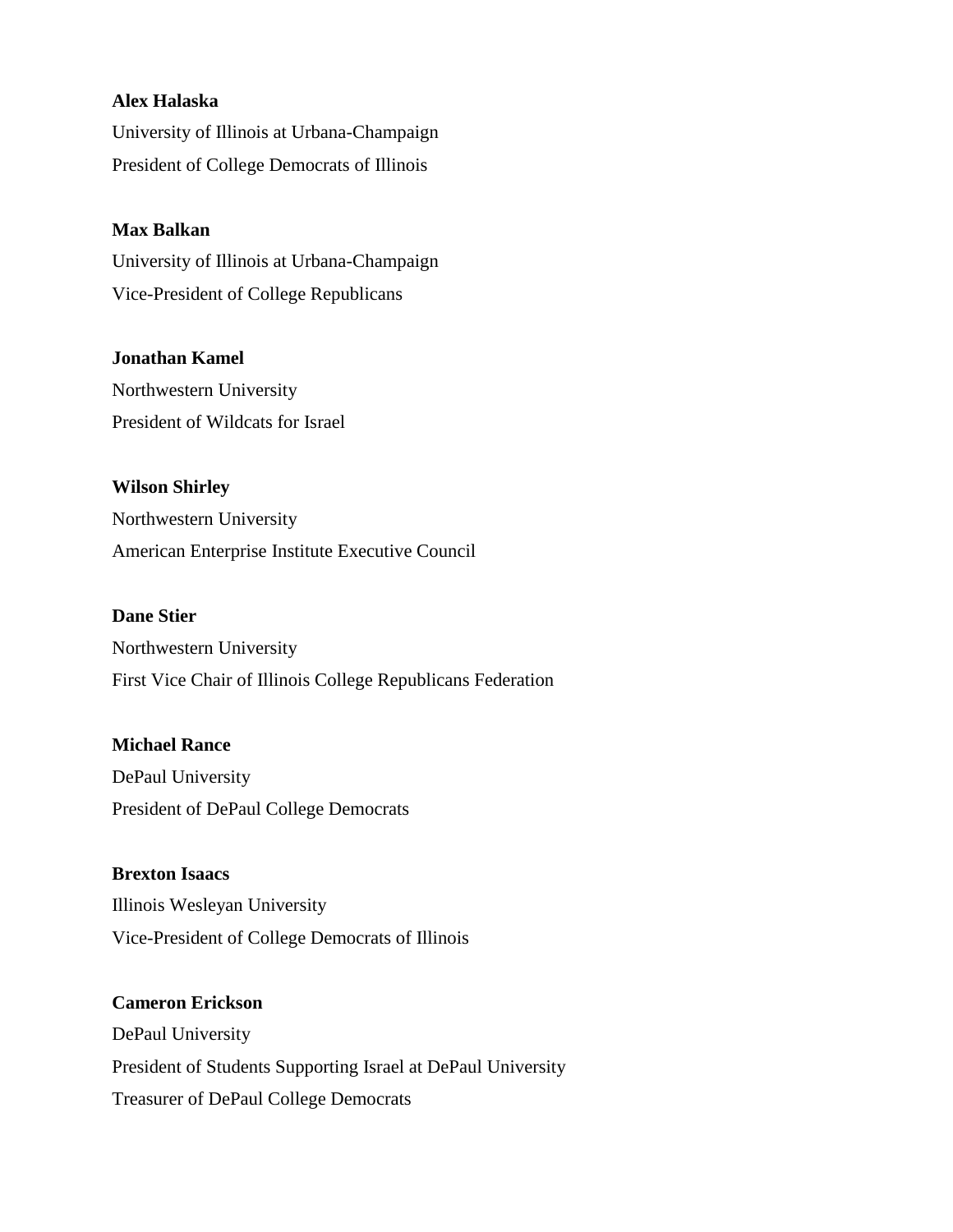**Alex Halaska**
University of Illinois at Urbana-Champaign
President of College Democrats of Illinois

**Max Balkan**
University of Illinois at Urbana-Champaign
Vice-President of College Republicans

**Jonathan Kamel**
Northwestern University
President of Wildcats for Israel

**Wilson Shirley**
Northwestern University
American Enterprise Institute Executive Council

**Dane Stier**
Northwestern University
First Vice Chair of Illinois College Republicans Federation

**Michael Rance**
DePaul University
President of DePaul College Democrats

**Brexton Isaacs**
Illinois Wesleyan University
Vice-President of College Democrats of Illinois

**Cameron Erickson**
DePaul University
President of Students Supporting Israel at DePaul University
Treasurer of DePaul College Democrats